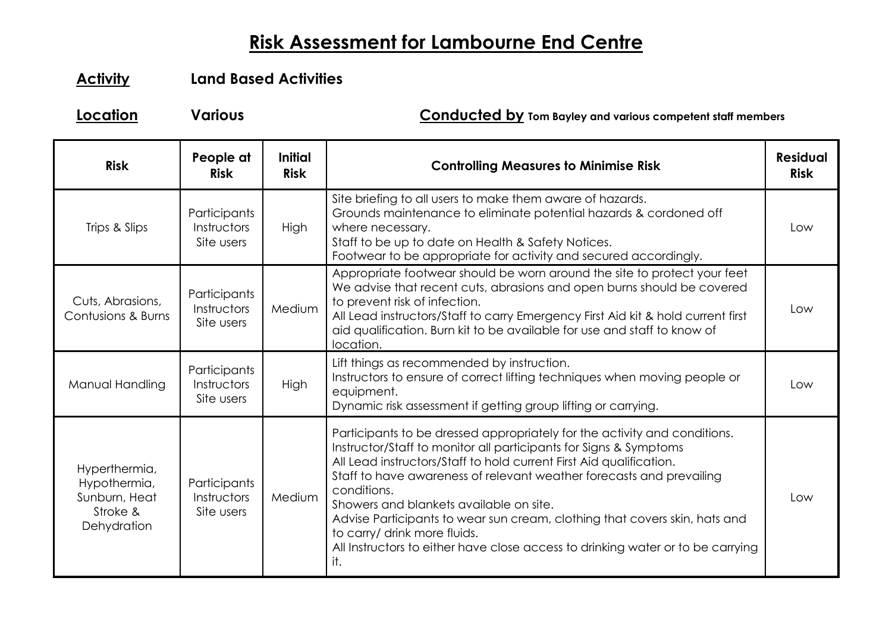# Risk Assessment for Lambourne End Centre

**Activity** **Land Based Activities**

**Location** **Various** **Conducted by** **Tom Bayley and various competent staff members**

| Risk | People at Risk | Initial Risk | Controlling Measures to Minimise Risk | Residual Risk |
|---|---|---|---|---|
| Trips & Slips | Participants<br>Instructors<br>Site users | High | Site briefing to all users to make them aware of hazards.<br>Grounds maintenance to eliminate potential hazards & cordoned off where necessary.<br>Staff to be up to date on Health & Safety Notices.<br>Footwear to be appropriate for activity and secured accordingly. | Low |
| Cuts, Abrasions, Contusions & Burns | Participants<br>Instructors<br>Site users | Medium | Appropriate footwear should be worn around the site to protect your feet<br>We advise that recent cuts, abrasions and open burns should be covered to prevent risk of infection.<br>All Lead instructors/Staff to carry Emergency First Aid kit & hold current first aid qualification. Burn kit to be available for use and staff to know of location. | Low |
| Manual Handling | Participants<br>Instructors<br>Site users | High | Lift things as recommended by instruction.<br>Instructors to ensure of correct lifting techniques when moving people or equipment.<br>Dynamic risk assessment if getting group lifting or carrying. | Low |
| Hyperthermia, Hypothermia, Sunburn, Heat Stroke & Dehydration | Participants<br>Instructors<br>Site users | Medium | Participants to be dressed appropriately for the activity and conditions.<br>Instructor/Staff to monitor all participants for Signs & Symptoms<br>All Lead instructors/Staff to hold current First Aid qualification.<br>Staff to have awareness of relevant weather forecasts and prevailing conditions.<br>Showers and blankets available on site.<br>Advise Participants to wear sun cream, clothing that covers skin, hats and to carry/ drink more fluids.<br>All Instructors to either have close access to drinking water or to be carrying it. | Low |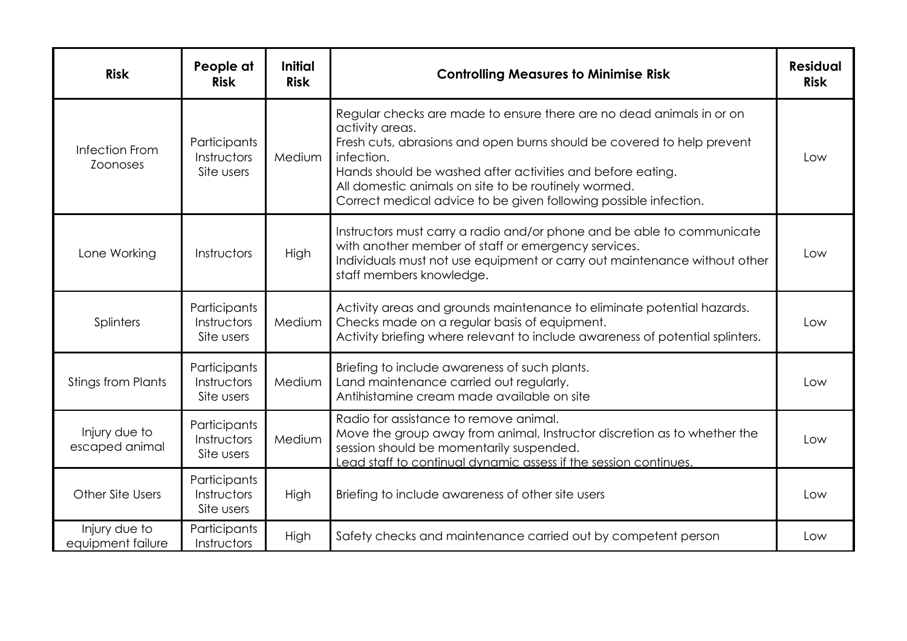| Risk | People at Risk | Initial Risk | Controlling Measures to Minimise Risk | Residual Risk |
|---|---|---|---|---|
| Infection From Zoonoses | Participants<br>Instructors<br>Site users | Medium | Regular checks are made to ensure there are no dead animals in or on activity areas.<br>Fresh cuts, abrasions and open burns should be covered to help prevent infection.<br>Hands should be washed after activities and before eating.<br>All domestic animals on site to be routinely wormed.<br>Correct medical advice to be given following possible infection. | Low |
| Lone Working | Instructors | High | Instructors must carry a radio and/or phone and be able to communicate with another member of staff or emergency services.<br>Individuals must not use equipment or carry out maintenance without other staff members knowledge. | Low |
| Splinters | Participants<br>Instructors<br>Site users | Medium | Activity areas and grounds maintenance to eliminate potential hazards.<br>Checks made on a regular basis of equipment.<br>Activity briefing where relevant to include awareness of potential splinters. | Low |
| Stings from Plants | Participants<br>Instructors<br>Site users | Medium | Briefing to include awareness of such plants.<br>Land maintenance carried out regularly.<br>Antihistamine cream made available on site | Low |
| Injury due to escaped animal | Participants<br>Instructors<br>Site users | Medium | Radio for assistance to remove animal.<br>Move the group away from animal, Instructor discretion as to whether the session should be momentarily suspended.<br>Lead staff to continual dynamic assess if the session continues. | Low |
| Other Site Users | Participants<br>Instructors<br>Site users | High | Briefing to include awareness of other site users | Low |
| Injury due to equipment failure | Participants<br>Instructors | High | Safety checks and maintenance carried out by competent person | Low |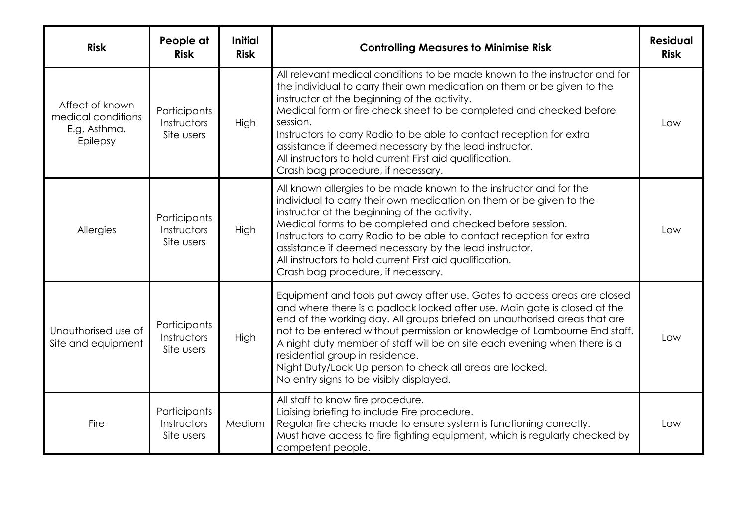| Risk | People at Risk | Initial Risk | Controlling Measures to Minimise Risk | Residual Risk |
|---|---|---|---|---|
| Affect of known medical conditions E.g. Asthma, Epilepsy | Participants Instructors Site users | High | All relevant medical conditions to be made known to the instructor and for the individual to carry their own medication on them or be given to the instructor at the beginning of the activity.<br>Medical form or fire check sheet to be completed and checked before session.<br>Instructors to carry Radio to be able to contact reception for extra assistance if deemed necessary by the lead instructor.<br>All instructors to hold current First aid qualification.<br>Crash bag procedure, if necessary. | Low |
| Allergies | Participants Instructors Site users | High | All known allergies to be made known to the instructor and for the individual to carry their own medication on them or be given to the instructor at the beginning of the activity.<br>Medical forms to be completed and checked before session.<br>Instructors to carry Radio to be able to contact reception for extra assistance if deemed necessary by the lead instructor.<br>All instructors to hold current First aid qualification.<br>Crash bag procedure, if necessary. | Low |
| Unauthorised use of Site and equipment | Participants Instructors Site users | High | Equipment and tools put away after use. Gates to access areas are closed and where there is a padlock locked after use. Main gate is closed at the end of the working day. All groups briefed on unauthorised areas that are not to be entered without permission or knowledge of Lambourne End staff.<br>A night duty member of staff will be on site each evening when there is a residential group in residence.<br>Night Duty/Lock Up person to check all areas are locked.<br>No entry signs to be visibly displayed. | Low |
| Fire | Participants Instructors Site users | Medium | All staff to know fire procedure.<br>Liaising briefing to include Fire procedure.<br>Regular fire checks made to ensure system is functioning correctly.<br>Must have access to fire fighting equipment, which is regularly checked by competent people. | Low |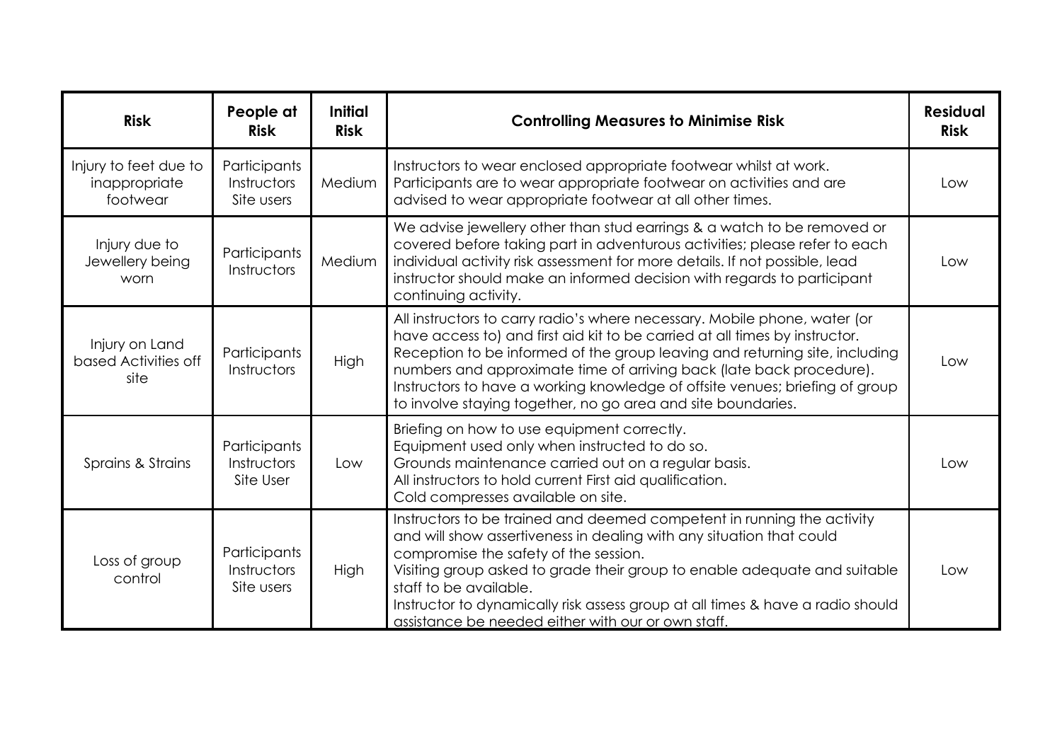| Risk | People at Risk | Initial Risk | Controlling Measures to Minimise Risk | Residual Risk |
|---|---|---|---|---|
| Injury to feet due to inappropriate footwear | Participants Instructors Site users | Medium | Instructors to wear enclosed appropriate footwear whilst at work. Participants are to wear appropriate footwear on activities and are advised to wear appropriate footwear at all other times. | Low |
| Injury due to Jewellery being worn | Participants Instructors | Medium | We advise jewellery other than stud earrings & a watch to be removed or covered before taking part in adventurous activities; please refer to each individual activity risk assessment for more details. If not possible, lead instructor should make an informed decision with regards to participant continuing activity. | Low |
| Injury on Land based Activities off site | Participants Instructors | High | All instructors to carry radio's where necessary. Mobile phone, water (or have access to) and first aid kit to be carried at all times by instructor. Reception to be informed of the group leaving and returning site, including numbers and approximate time of arriving back (late back procedure). Instructors to have a working knowledge of offsite venues; briefing of group to involve staying together, no go area and site boundaries. | Low |
| Sprains & Strains | Participants Instructors Site User | Low | Briefing on how to use equipment correctly.<br>Equipment used only when instructed to do so.<br>Grounds maintenance carried out on a regular basis.<br>All instructors to hold current First aid qualification.<br>Cold compresses available on site. | Low |
| Loss of group control | Participants Instructors Site users | High | Instructors to be trained and deemed competent in running the activity and will show assertiveness in dealing with any situation that could compromise the safety of the session.<br>Visiting group asked to grade their group to enable adequate and suitable staff to be available.<br>Instructor to dynamically risk assess group at all times & have a radio should assistance be needed either with our or own staff. | Low |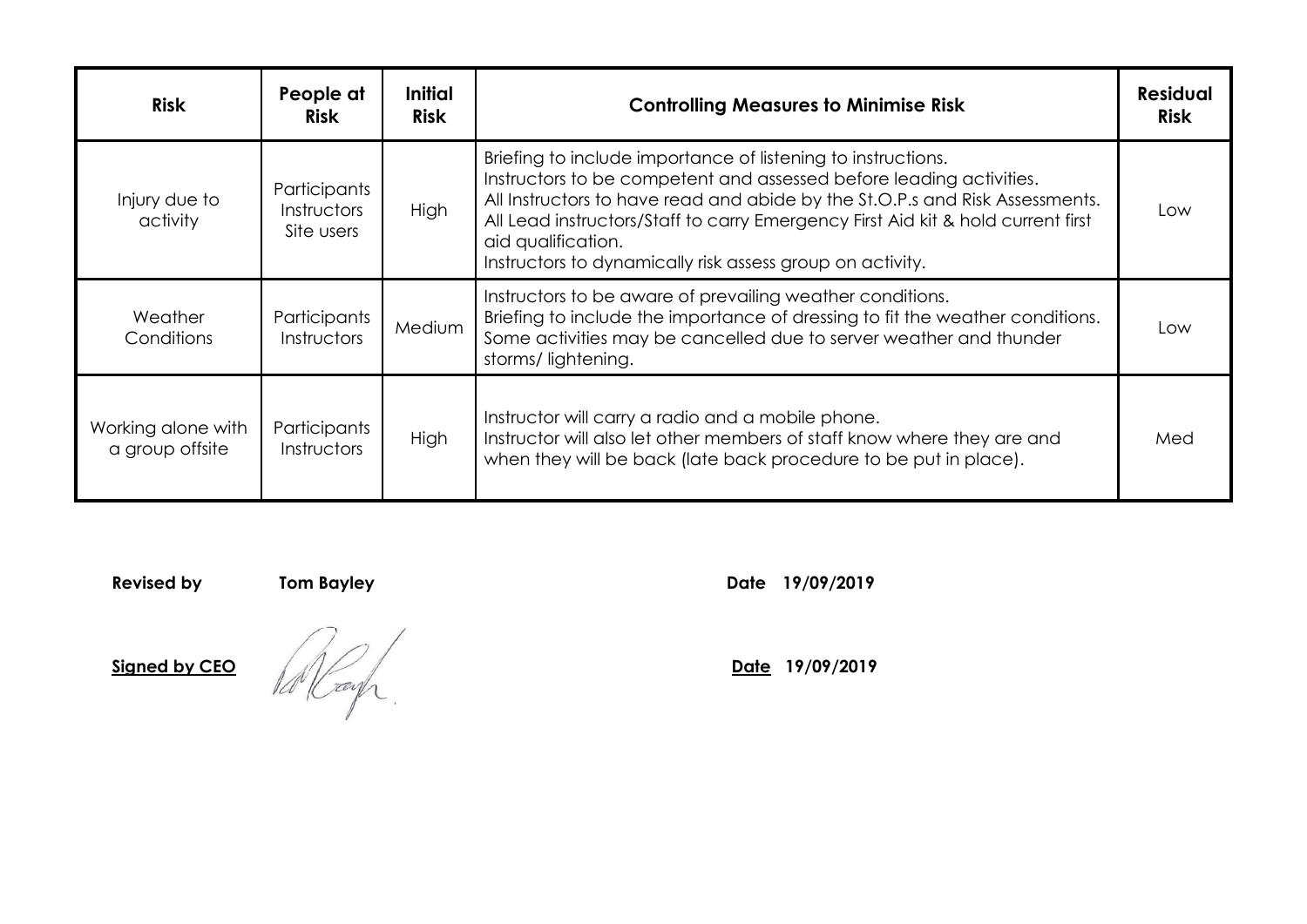| Risk | People at Risk | Initial Risk | Controlling Measures to Minimise Risk | Residual Risk |
|---|---|---|---|---|
| Injury due to activity | Participants Instructors Site users | High | Briefing to include importance of listening to instructions.<br>Instructors to be competent and assessed before leading activities.<br>All Instructors to have read and abide by the St.O.P.s and Risk Assessments.<br>All Lead instructors/Staff to carry Emergency First Aid kit & hold current first aid qualification.<br>Instructors to dynamically risk assess group on activity. | Low |
| Weather Conditions | Participants Instructors | Medium | Instructors to be aware of prevailing weather conditions.<br>Briefing to include the importance of dressing to fit the weather conditions.<br>Some activities may be cancelled due to server weather and thunder storms/ lightening. | Low |
| Working alone with a group offsite | Participants Instructors | High | Instructor will carry a radio and a mobile phone.<br>Instructor will also let other members of staff know where they are and when they will be back (late back procedure to be put in place). | Med |

**Revised by** **Tom Bayley** **Date 19/09/2019**

**Signed by CEO** **Date 19/09/2019**